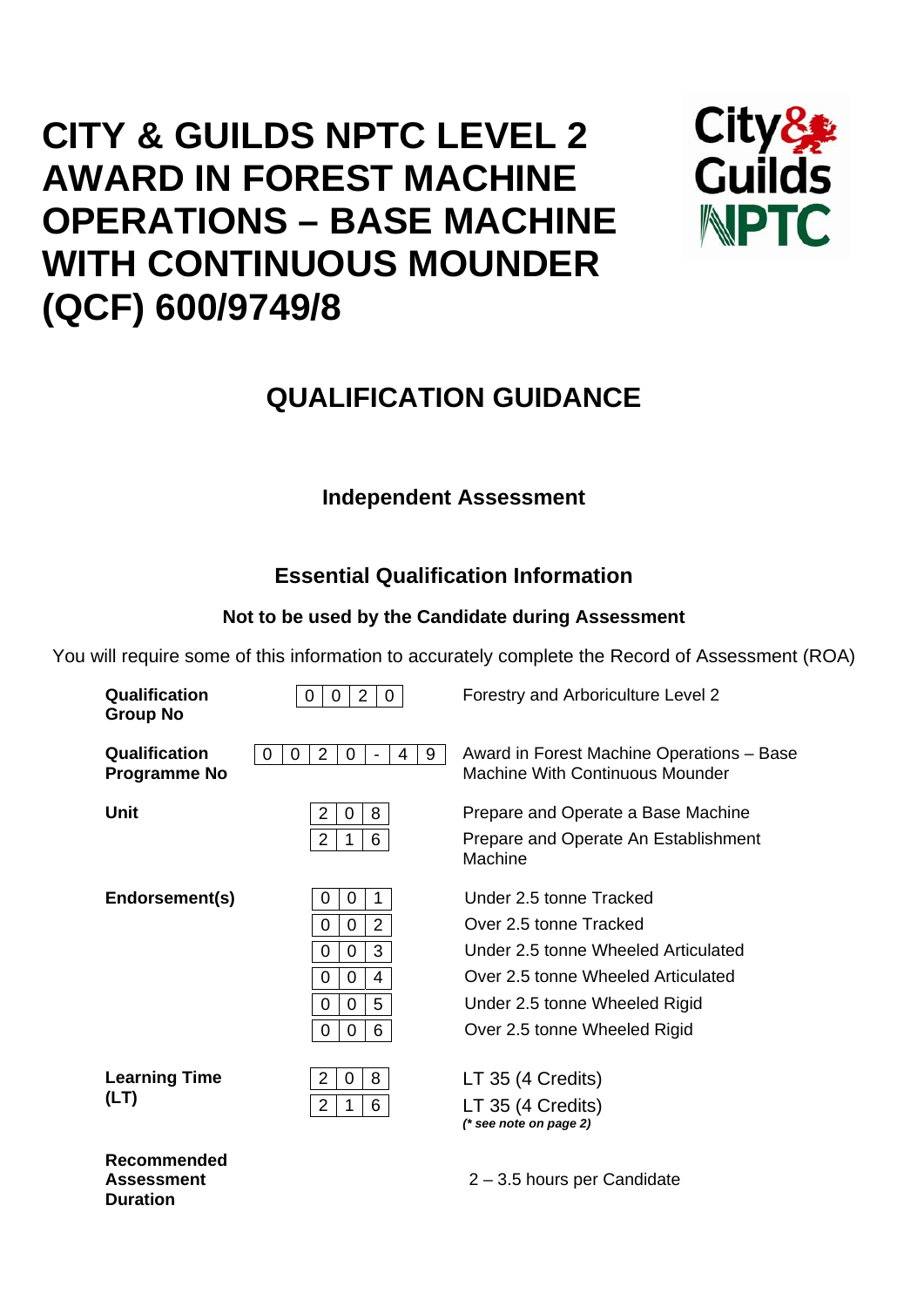# CITY & GUILDS NPTC LEVEL 2 AWARD IN FOREST MACHINE OPERATIONS – BASE MACHINE WITH CONTINUOUS MOUNDER (QCF) 600/9749/8

## QUALIFICATION GUIDANCE

### Independent Assessment

### Essential Qualification Information

**Not to be used by the Candidate during Assessment**

You will require some of this information to accurately complete the Record of Assessment (ROA)

| | | |
|---|---|---|
| **Qualification Group No** | 0020 | Forestry and Arboriculture Level 2 |
| **Qualification Programme No** | 0020-49 | Award in Forest Machine Operations – Base Machine With Continuous Mounder |
| **Unit** | 208 | Prepare and Operate a Base Machine |
| | 216 | Prepare and Operate An Establishment Machine |
| **Endorsement(s)** | 001 | Under 2.5 tonne Tracked |
| | 002 | Over 2.5 tonne Tracked |
| | 003 | Under 2.5 tonne Wheeled Articulated |
| | 004 | Over 2.5 tonne Wheeled Articulated |
| | 005 | Under 2.5 tonne Wheeled Rigid |
| | 006 | Over 2.5 tonne Wheeled Rigid |
| **Learning Time (LT)** | 208 | LT 35 (4 Credits) |
| | 216 | LT 35 (4 Credits) *(\* see note on page 2)* |
| **Recommended Assessment Duration** | | 2 – 3.5 hours per Candidate |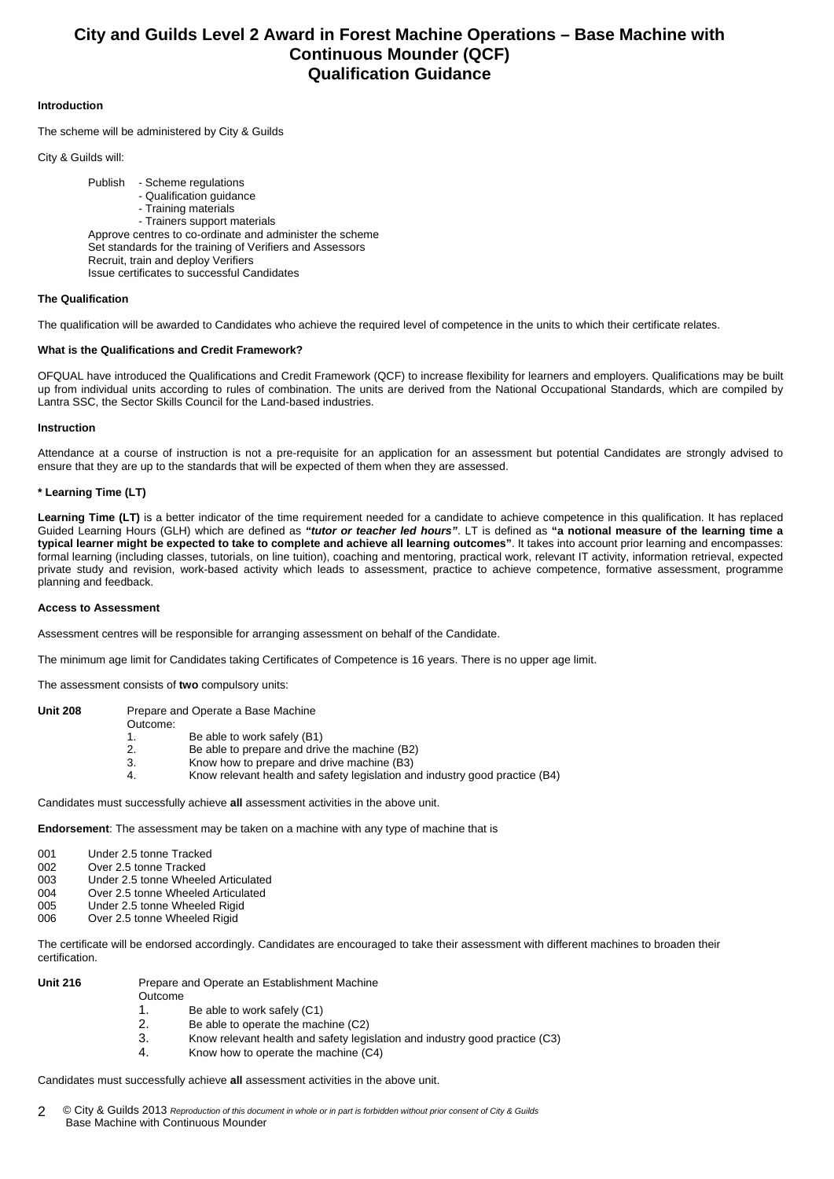# City and Guilds Level 2 Award in Forest Machine Operations – Base Machine with Continuous Mounder (QCF)
## Qualification Guidance

**Introduction**

The scheme will be administered by City & Guilds

City & Guilds will:

Publish
- Scheme regulations
- Qualification guidance
- Training materials
- Trainers support materials

Approve centres to co-ordinate and administer the scheme
Set standards for the training of Verifiers and Assessors
Recruit, train and deploy Verifiers
Issue certificates to successful Candidates

**The Qualification**

The qualification will be awarded to Candidates who achieve the required level of competence in the units to which their certificate relates.

**What is the Qualifications and Credit Framework?**

OFQUAL have introduced the Qualifications and Credit Framework (QCF) to increase flexibility for learners and employers. Qualifications may be built up from individual units according to rules of combination. The units are derived from the National Occupational Standards, which are compiled by Lantra SSC, the Sector Skills Council for the Land-based industries.

**Instruction**

Attendance at a course of instruction is not a pre-requisite for an application for an assessment but potential Candidates are strongly advised to ensure that they are up to the standards that will be expected of them when they are assessed.

**\* Learning Time (LT)**

**Learning Time (LT)** is a better indicator of the time requirement needed for a candidate to achieve competence in this qualification. It has replaced Guided Learning Hours (GLH) which are defined as ***"tutor or teacher led hours"***. LT is defined as **"a notional measure of the learning time a typical learner might be expected to take to complete and achieve all learning outcomes"**. It takes into account prior learning and encompasses: formal learning (including classes, tutorials, on line tuition), coaching and mentoring, practical work, relevant IT activity, information retrieval, expected private study and revision, work-based activity which leads to assessment, practice to achieve competence, formative assessment, programme planning and feedback.

**Access to Assessment**

Assessment centres will be responsible for arranging assessment on behalf of the Candidate.

The minimum age limit for Candidates taking Certificates of Competence is 16 years. There is no upper age limit.

The assessment consists of **two** compulsory units:

**Unit 208** Prepare and Operate a Base Machine

Outcome:
1. Be able to work safely (B1)
2. Be able to prepare and drive the machine (B2)
3. Know how to prepare and drive machine (B3)
4. Know relevant health and safety legislation and industry good practice (B4)

Candidates must successfully achieve **all** assessment activities in the above unit.

**Endorsement**: The assessment may be taken on a machine with any type of machine that is

- 001 Under 2.5 tonne Tracked
- 002 Over 2.5 tonne Tracked
- 003 Under 2.5 tonne Wheeled Articulated
- 004 Over 2.5 tonne Wheeled Articulated
- 005 Under 2.5 tonne Wheeled Rigid
- 006 Over 2.5 tonne Wheeled Rigid

The certificate will be endorsed accordingly. Candidates are encouraged to take their assessment with different machines to broaden their certification.

**Unit 216** Prepare and Operate an Establishment Machine

Outcome
1. Be able to work safely (C1)
2. Be able to operate the machine (C2)
3. Know relevant health and safety legislation and industry good practice (C3)
4. Know how to operate the machine (C4)

Candidates must successfully achieve **all** assessment activities in the above unit.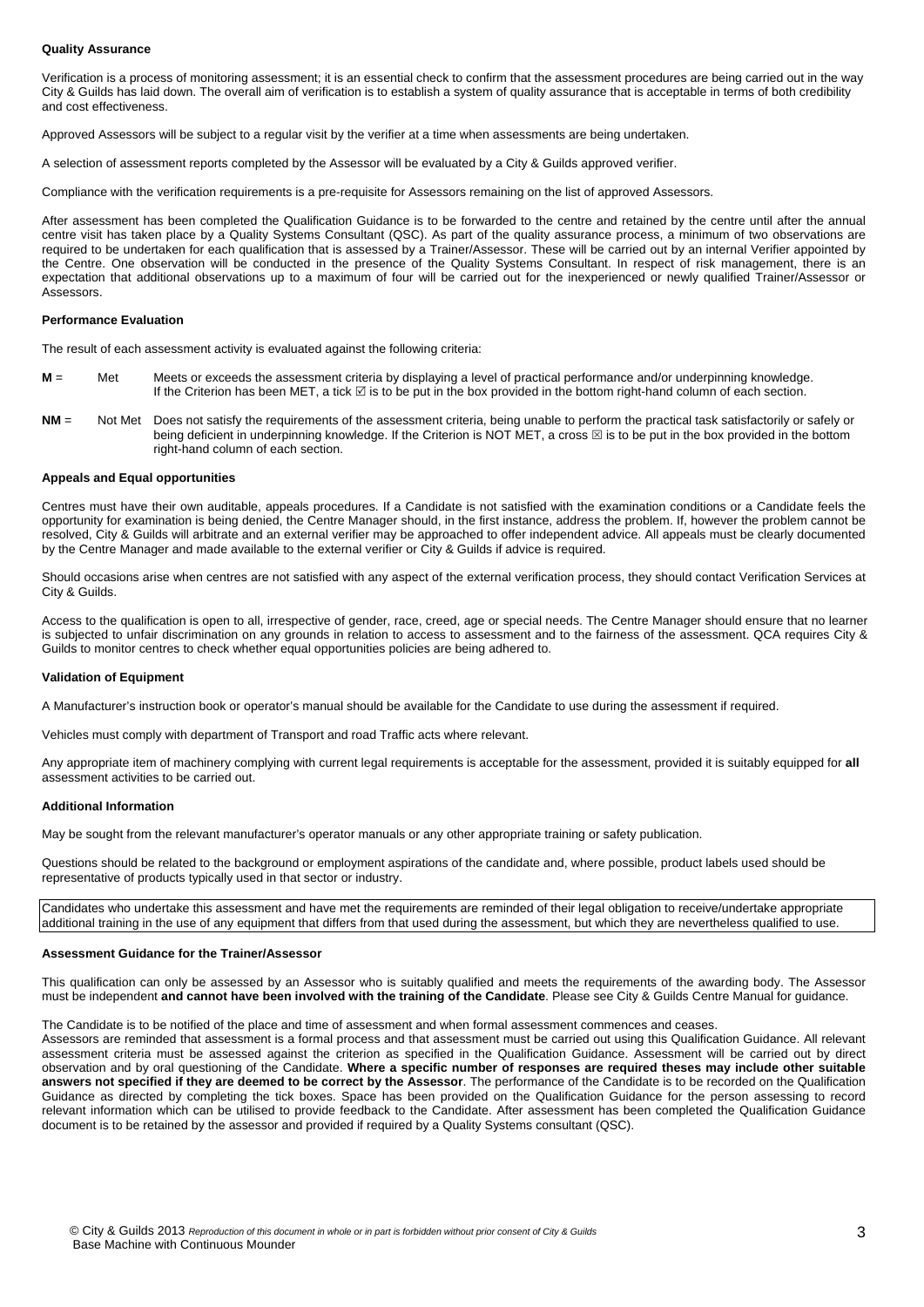### Quality Assurance

Verification is a process of monitoring assessment; it is an essential check to confirm that the assessment procedures are being carried out in the way City & Guilds has laid down. The overall aim of verification is to establish a system of quality assurance that is acceptable in terms of both credibility and cost effectiveness.

Approved Assessors will be subject to a regular visit by the verifier at a time when assessments are being undertaken.

A selection of assessment reports completed by the Assessor will be evaluated by a City & Guilds approved verifier.

Compliance with the verification requirements is a pre-requisite for Assessors remaining on the list of approved Assessors.

After assessment has been completed the Qualification Guidance is to be forwarded to the centre and retained by the centre until after the annual centre visit has taken place by a Quality Systems Consultant (QSC). As part of the quality assurance process, a minimum of two observations are required to be undertaken for each qualification that is assessed by a Trainer/Assessor. These will be carried out by an internal Verifier appointed by the Centre. One observation will be conducted in the presence of the Quality Systems Consultant. In respect of risk management, there is an expectation that additional observations up to a maximum of four will be carried out for the inexperienced or newly qualified Trainer/Assessor or Assessors.

### Performance Evaluation

The result of each assessment activity is evaluated against the following criteria:

**M** = Met — Meets or exceeds the assessment criteria by displaying a level of practical performance and/or underpinning knowledge. If the Criterion has been MET, a tick ☑ is to be put in the box provided in the bottom right-hand column of each section.

**NM** = Not Met — Does not satisfy the requirements of the assessment criteria, being unable to perform the practical task satisfactorily or safely or being deficient in underpinning knowledge. If the Criterion is NOT MET, a cross ☒ is to be put in the box provided in the bottom right-hand column of each section.

### Appeals and Equal opportunities

Centres must have their own auditable, appeals procedures. If a Candidate is not satisfied with the examination conditions or a Candidate feels the opportunity for examination is being denied, the Centre Manager should, in the first instance, address the problem. If, however the problem cannot be resolved, City & Guilds will arbitrate and an external verifier may be approached to offer independent advice. All appeals must be clearly documented by the Centre Manager and made available to the external verifier or City & Guilds if advice is required.

Should occasions arise when centres are not satisfied with any aspect of the external verification process, they should contact Verification Services at City & Guilds.

Access to the qualification is open to all, irrespective of gender, race, creed, age or special needs. The Centre Manager should ensure that no learner is subjected to unfair discrimination on any grounds in relation to access to assessment and to the fairness of the assessment. QCA requires City & Guilds to monitor centres to check whether equal opportunities policies are being adhered to.

### Validation of Equipment

A Manufacturer's instruction book or operator's manual should be available for the Candidate to use during the assessment if required.

Vehicles must comply with department of Transport and road Traffic acts where relevant.

Any appropriate item of machinery complying with current legal requirements is acceptable for the assessment, provided it is suitably equipped for **all** assessment activities to be carried out.

### Additional Information

May be sought from the relevant manufacturer's operator manuals or any other appropriate training or safety publication.

Questions should be related to the background or employment aspirations of the candidate and, where possible, product labels used should be representative of products typically used in that sector or industry.

Candidates who undertake this assessment and have met the requirements are reminded of their legal obligation to receive/undertake appropriate additional training in the use of any equipment that differs from that used during the assessment, but which they are nevertheless qualified to use.

### Assessment Guidance for the Trainer/Assessor

This qualification can only be assessed by an Assessor who is suitably qualified and meets the requirements of the awarding body. The Assessor must be independent **and cannot have been involved with the training of the Candidate**. Please see City & Guilds Centre Manual for guidance.

The Candidate is to be notified of the place and time of assessment and when formal assessment commences and ceases.
Assessors are reminded that assessment is a formal process and that assessment must be carried out using this Qualification Guidance. All relevant assessment criteria must be assessed against the criterion as specified in the Qualification Guidance. Assessment will be carried out by direct observation and by oral questioning of the Candidate. **Where a specific number of responses are required theses may include other suitable answers not specified if they are deemed to be correct by the Assessor**. The performance of the Candidate is to be recorded on the Qualification Guidance as directed by completing the tick boxes. Space has been provided on the Qualification Guidance for the person assessing to record relevant information which can be utilised to provide feedback to the Candidate. After assessment has been completed the Qualification Guidance document is to be retained by the assessor and provided if required by a Quality Systems consultant (QSC).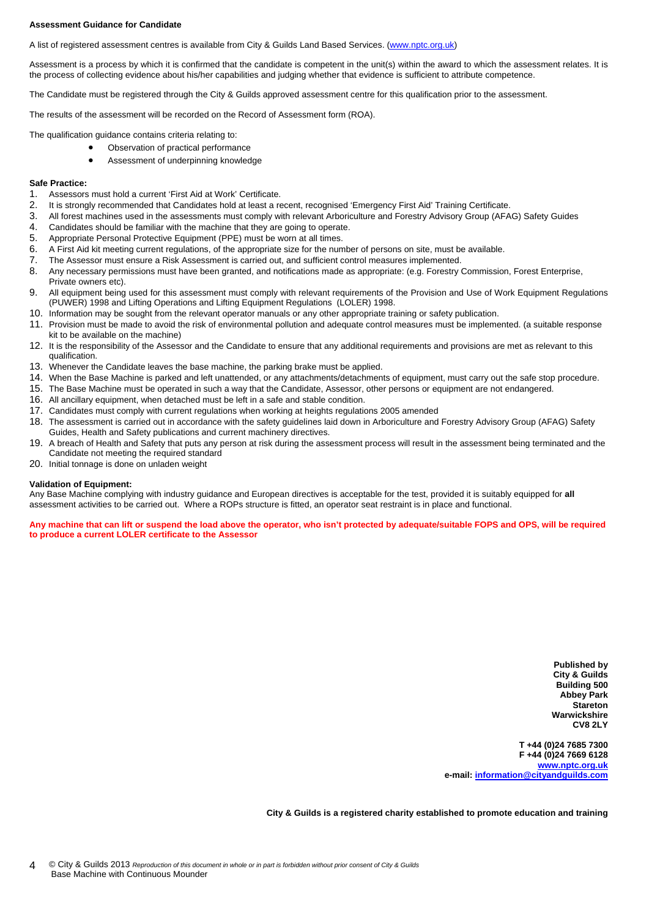**Assessment Guidance for Candidate**

A list of registered assessment centres is available from City & Guilds Land Based Services. ([www.nptc.org.uk](www.nptc.org.uk))

Assessment is a process by which it is confirmed that the candidate is competent in the unit(s) within the award to which the assessment relates. It is the process of collecting evidence about his/her capabilities and judging whether that evidence is sufficient to attribute competence.

The Candidate must be registered through the City & Guilds approved assessment centre for this qualification prior to the assessment.

The results of the assessment will be recorded on the Record of Assessment form (ROA).

The qualification guidance contains criteria relating to:

- Observation of practical performance
- Assessment of underpinning knowledge

**Safe Practice:**

1. Assessors must hold a current 'First Aid at Work' Certificate.
2. It is strongly recommended that Candidates hold at least a recent, recognised 'Emergency First Aid' Training Certificate.
3. All forest machines used in the assessments must comply with relevant Arboriculture and Forestry Advisory Group (AFAG) Safety Guides
4. Candidates should be familiar with the machine that they are going to operate.
5. Appropriate Personal Protective Equipment (PPE) must be worn at all times.
6. A First Aid kit meeting current regulations, of the appropriate size for the number of persons on site, must be available.
7. The Assessor must ensure a Risk Assessment is carried out, and sufficient control measures implemented.
8. Any necessary permissions must have been granted, and notifications made as appropriate: (e.g. Forestry Commission, Forest Enterprise, Private owners etc).
9. All equipment being used for this assessment must comply with relevant requirements of the Provision and Use of Work Equipment Regulations (PUWER) 1998 and Lifting Operations and Lifting Equipment Regulations (LOLER) 1998.
10. Information may be sought from the relevant operator manuals or any other appropriate training or safety publication.
11. Provision must be made to avoid the risk of environmental pollution and adequate control measures must be implemented. (a suitable response kit to be available on the machine)
12. It is the responsibility of the Assessor and the Candidate to ensure that any additional requirements and provisions are met as relevant to this qualification.
13. Whenever the Candidate leaves the base machine, the parking brake must be applied.
14. When the Base Machine is parked and left unattended, or any attachments/detachments of equipment, must carry out the safe stop procedure.
15. The Base Machine must be operated in such a way that the Candidate, Assessor, other persons or equipment are not endangered.
16. All ancillary equipment, when detached must be left in a safe and stable condition.
17. Candidates must comply with current regulations when working at heights regulations 2005 amended
18. The assessment is carried out in accordance with the safety guidelines laid down in Arboriculture and Forestry Advisory Group (AFAG) Safety Guides, Health and Safety publications and current machinery directives.
19. A breach of Health and Safety that puts any person at risk during the assessment process will result in the assessment being terminated and the Candidate not meeting the required standard
20. Initial tonnage is done on unladen weight

**Validation of Equipment:**

Any Base Machine complying with industry guidance and European directives is acceptable for the test, provided it is suitably equipped for **all** assessment activities to be carried out. Where a ROPs structure is fitted, an operator seat restraint is in place and functional.

**Any machine that can lift or suspend the load above the operator, who isn't protected by adequate/suitable FOPS and OPS, will be required to produce a current LOLER certificate to the Assessor**

**Published by**
**City & Guilds**
**Building 500**
**Abbey Park**
**Stareton**
**Warwickshire**
**CV8 2LY**

**T +44 (0)24 7685 7300**
**F +44 (0)24 7669 6128**
**[www.nptc.org.uk](www.nptc.org.uk)**
**e-mail: [information@cityandguilds.com](mailto:information@cityandguilds.com)**

**City & Guilds is a registered charity established to promote education and training**

© City & Guilds 2013 *Reproduction of this document in whole or in part is forbidden without prior consent of City & Guilds*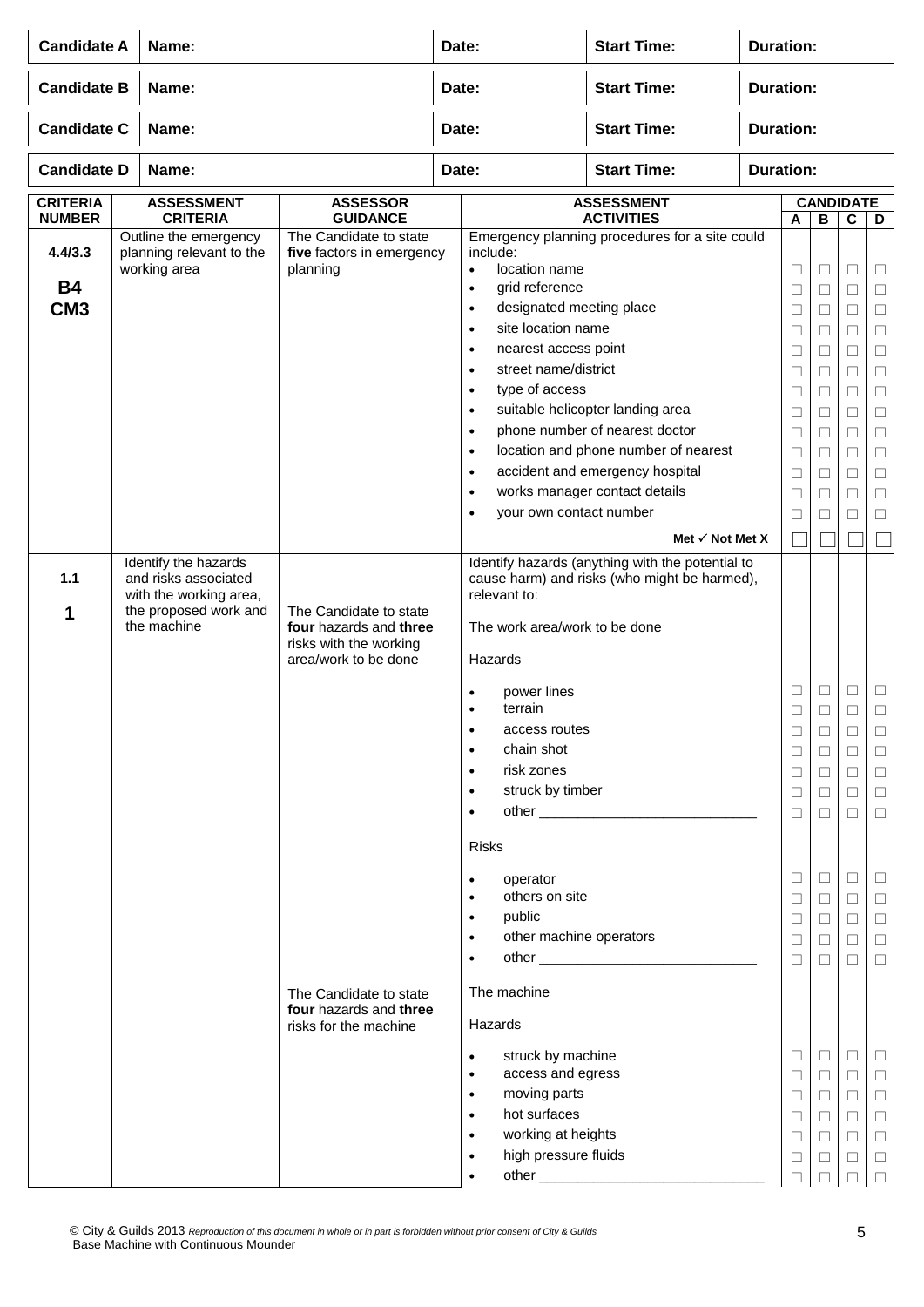| Candidate A | Name: | Date: | Start Time: | Duration: |
|---|---|---|---|---|
| **Candidate B** | **Name:** | **Date:** | **Start Time:** | **Duration:** |
| **Candidate C** | **Name:** | **Date:** | **Start Time:** | **Duration:** |
| **Candidate D** | **Name:** | **Date:** | **Start Time:** | **Duration:** |

| CRITERIA NUMBER | ASSESSMENT CRITERIA | ASSESSOR GUIDANCE | ASSESSMENT ACTIVITIES | A | B | C | D |
|---|---|---|---|---|---|---|---|
| **4.4/3.3** **B4** **CM3** | Outline the emergency planning relevant to the working area | The Candidate to state **five** factors in emergency planning | Emergency planning procedures for a site could include: | | | | |
| | | | • location name | ☐ | ☐ | ☐ | ☐ |
| | | | • grid reference | ☐ | ☐ | ☐ | ☐ |
| | | | • designated meeting place | ☐ | ☐ | ☐ | ☐ |
| | | | • site location name | ☐ | ☐ | ☐ | ☐ |
| | | | • nearest access point | ☐ | ☐ | ☐ | ☐ |
| | | | • street name/district | ☐ | ☐ | ☐ | ☐ |
| | | | • type of access | ☐ | ☐ | ☐ | ☐ |
| | | | • suitable helicopter landing area | ☐ | ☐ | ☐ | ☐ |
| | | | • phone number of nearest doctor | ☐ | ☐ | ☐ | ☐ |
| | | | • location and phone number of nearest | ☐ | ☐ | ☐ | ☐ |
| | | | • accident and emergency hospital | ☐ | ☐ | ☐ | ☐ |
| | | | • works manager contact details | ☐ | ☐ | ☐ | ☐ |
| | | | • your own contact number | ☐ | ☐ | ☐ | ☐ |
| | | | **Met ✓ Not Met X** | ☐ | ☐ | ☐ | ☐ |
| **1.1** **1** | Identify the hazards and risks associated with the working area, the proposed work and the machine | The Candidate to state **four** hazards and **three** risks with the working area/work to be done | Identify hazards (anything with the potential to cause harm) and risks (who might be harmed), relevant to: | | | | |
| | | | The work area/work to be done | | | | |
| | | | Hazards | | | | |
| | | | • power lines | ☐ | ☐ | ☐ | ☐ |
| | | | • terrain | ☐ | ☐ | ☐ | ☐ |
| | | | • access routes | ☐ | ☐ | ☐ | ☐ |
| | | | • chain shot | ☐ | ☐ | ☐ | ☐ |
| | | | • risk zones | ☐ | ☐ | ☐ | ☐ |
| | | | • struck by timber | ☐ | ☐ | ☐ | ☐ |
| | | | • other ____________________________ | ☐ | ☐ | ☐ | ☐ |
| | | | Risks | | | | |
| | | | • operator | ☐ | ☐ | ☐ | ☐ |
| | | | • others on site | ☐ | ☐ | ☐ | ☐ |
| | | | • public | ☐ | ☐ | ☐ | ☐ |
| | | | • other machine operators | ☐ | ☐ | ☐ | ☐ |
| | | | • other ____________________________ | ☐ | ☐ | ☐ | ☐ |
| | | The Candidate to state **four** hazards and **three** risks for the machine | The machine | | | | |
| | | | Hazards | | | | |
| | | | • struck by machine | ☐ | ☐ | ☐ | ☐ |
| | | | • access and egress | ☐ | ☐ | ☐ | ☐ |
| | | | • moving parts | ☐ | ☐ | ☐ | ☐ |
| | | | • hot surfaces | ☐ | ☐ | ☐ | ☐ |
| | | | • working at heights | ☐ | ☐ | ☐ | ☐ |
| | | | • high pressure fluids | ☐ | ☐ | ☐ | ☐ |
| | | | • other ____________________________ | ☐ | ☐ | ☐ | ☐ |

© City & Guilds 2013 *Reproduction of this document in whole or in part is forbidden without prior consent of City & Guilds*
Base Machine with Continuous Mounder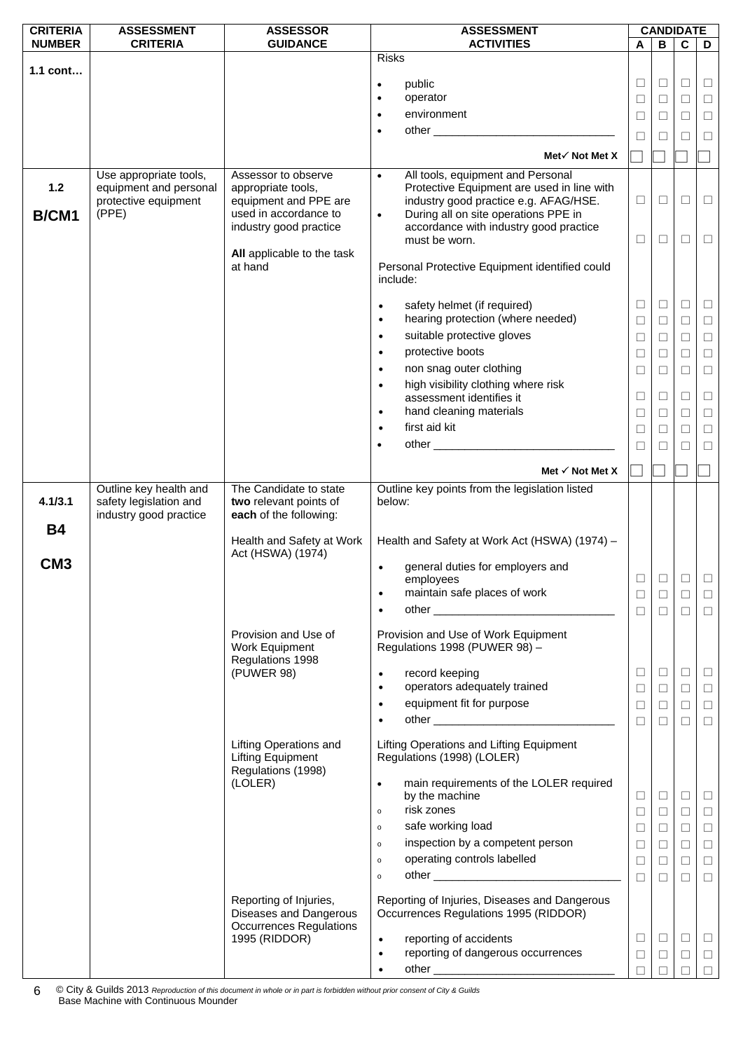| CRITERIA NUMBER | ASSESSMENT CRITERIA | ASSESSOR GUIDANCE | ASSESSMENT ACTIVITIES | CANDIDATE A | CANDIDATE B | CANDIDATE C | CANDIDATE D |
|---|---|---|---|---|---|---|---|
| 1.1 cont… | | | Risks | | | | |
| | | | • public | ☐ | ☐ | ☐ | ☐ |
| | | | • operator | ☐ | ☐ | ☐ | ☐ |
| | | | • environment | ☐ | ☐ | ☐ | ☐ |
| | | | • other ____________________________ | ☐ | ☐ | ☐ | ☐ |
| | | | **Met✓ Not Met X** | ☐ | ☐ | ☐ | ☐ |
| 1.2<br><br>B/CM1 | Use appropriate tools, equipment and personal protective equipment (PPE) | Assessor to observe appropriate tools, equipment and PPE are used in accordance to industry good practice<br><br>**All** applicable to the task at hand | • All tools, equipment and Personal Protective Equipment are used in line with industry good practice e.g. AFAG/HSE. | ☐ | ☐ | ☐ | ☐ |
| | | | • During all on site operations PPE in accordance with industry good practice must be worn. | ☐ | ☐ | ☐ | ☐ |
| | | | Personal Protective Equipment identified could include: | | | | |
| | | | • safety helmet (if required) | ☐ | ☐ | ☐ | ☐ |
| | | | • hearing protection (where needed) | ☐ | ☐ | ☐ | ☐ |
| | | | • suitable protective gloves | ☐ | ☐ | ☐ | ☐ |
| | | | • protective boots | ☐ | ☐ | ☐ | ☐ |
| | | | • non snag outer clothing | ☐ | ☐ | ☐ | ☐ |
| | | | • high visibility clothing where risk assessment identifies it | ☐ | ☐ | ☐ | ☐ |
| | | | • hand cleaning materials | ☐ | ☐ | ☐ | ☐ |
| | | | • first aid kit | ☐ | ☐ | ☐ | ☐ |
| | | | • other ____________________________ | ☐ | ☐ | ☐ | ☐ |
| | | | **Met ✓ Not Met X** | ☐ | ☐ | ☐ | ☐ |
| 4.1/3.1<br><br>B4<br><br>CM3 | Outline key health and safety legislation and industry good practice | The Candidate to state **two** relevant points of **each** of the following: | Outline key points from the legislation listed below: | | | | |
| | | Health and Safety at Work Act (HSWA) (1974) | Health and Safety at Work Act (HSWA) (1974) – | | | | |
| | | | • general duties for employers and employees | ☐ | ☐ | ☐ | ☐ |
| | | | • maintain safe places of work | ☐ | ☐ | ☐ | ☐ |
| | | | • other ____________________________ | ☐ | ☐ | ☐ | ☐ |
| | | Provision and Use of Work Equipment Regulations 1998 (PUWER 98) | Provision and Use of Work Equipment Regulations 1998 (PUWER 98) – | | | | |
| | | | • record keeping | ☐ | ☐ | ☐ | ☐ |
| | | | • operators adequately trained | ☐ | ☐ | ☐ | ☐ |
| | | | • equipment fit for purpose | ☐ | ☐ | ☐ | ☐ |
| | | | • other ____________________________ | ☐ | ☐ | ☐ | ☐ |
| | | Lifting Operations and Lifting Equipment Regulations (1998) (LOLER) | Lifting Operations and Lifting Equipment Regulations (1998) (LOLER) | | | | |
| | | | • main requirements of the LOLER required by the machine | ☐ | ☐ | ☐ | ☐ |
| | | | o risk zones | ☐ | ☐ | ☐ | ☐ |
| | | | o safe working load | ☐ | ☐ | ☐ | ☐ |
| | | | o inspection by a competent person | ☐ | ☐ | ☐ | ☐ |
| | | | o operating controls labelled | ☐ | ☐ | ☐ | ☐ |
| | | | o other ____________________________ | ☐ | ☐ | ☐ | ☐ |
| | | Reporting of Injuries, Diseases and Dangerous Occurrences Regulations 1995 (RIDDOR) | Reporting of Injuries, Diseases and Dangerous Occurrences Regulations 1995 (RIDDOR) | | | | |
| | | | • reporting of accidents | ☐ | ☐ | ☐ | ☐ |
| | | | • reporting of dangerous occurrences | ☐ | ☐ | ☐ | ☐ |
| | | | • other ____________________________ | ☐ | ☐ | ☐ | ☐ |

© City & Guilds 2013 *Reproduction of this document in whole or in part is forbidden without prior consent of City & Guilds*
Base Machine with Continuous Mounder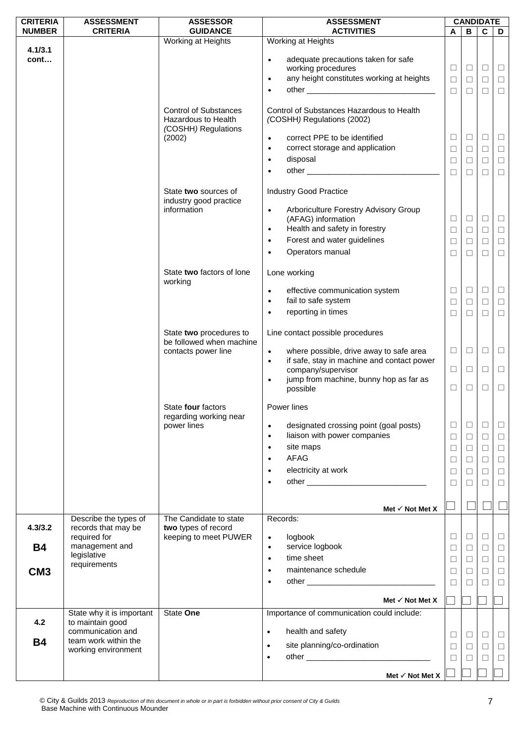| CRITERIA NUMBER | ASSESSMENT CRITERIA | ASSESSOR GUIDANCE | ASSESSMENT ACTIVITIES | CANDIDATE A | B | C | D |
|---|---|---|---|---|---|---|---|
| 4.1/3.1 cont… | | Working at Heights | Working at Heights | | | | |
| | | | • adequate precautions taken for safe working procedures | ☐ | ☐ | ☐ | ☐ |
| | | | • any height constitutes working at heights | ☐ | ☐ | ☐ | ☐ |
| | | | • other ___________________________ | ☐ | ☐ | ☐ | ☐ |
| | | Control of Substances Hazardous to Health *(*COSHH*)* Regulations (2002) | Control of Substances Hazardous to Health *(*COSHH*)* Regulations (2002) | | | | |
| | | | • correct PPE to be identified | ☐ | ☐ | ☐ | ☐ |
| | | | • correct storage and application | ☐ | ☐ | ☐ | ☐ |
| | | | • disposal | ☐ | ☐ | ☐ | ☐ |
| | | | • other ___________________________ | ☐ | ☐ | ☐ | ☐ |
| | | State **two** sources of industry good practice information | Industry Good Practice | | | | |
| | | | • Arboriculture Forestry Advisory Group (AFAG) information | ☐ | ☐ | ☐ | ☐ |
| | | | • Health and safety in forestry | ☐ | ☐ | ☐ | ☐ |
| | | | • Forest and water guidelines | ☐ | ☐ | ☐ | ☐ |
| | | | • Operators manual | ☐ | ☐ | ☐ | ☐ |
| | | State **two** factors of lone working | Lone working | | | | |
| | | | • effective communication system | ☐ | ☐ | ☐ | ☐ |
| | | | • fail to safe system | ☐ | ☐ | ☐ | ☐ |
| | | | • reporting in times | ☐ | ☐ | ☐ | ☐ |
| | | State **two** procedures to be followed when machine contacts power line | Line contact possible procedures | | | | |
| | | | • where possible, drive away to safe area | ☐ | ☐ | ☐ | ☐ |
| | | | • if safe, stay in machine and contact power company/supervisor | ☐ | ☐ | ☐ | ☐ |
| | | | • jump from machine, bunny hop as far as possible | ☐ | ☐ | ☐ | ☐ |
| | | State **four** factors regarding working near power lines | Power lines | | | | |
| | | | • designated crossing point (goal posts) | ☐ | ☐ | ☐ | ☐ |
| | | | • liaison with power companies | ☐ | ☐ | ☐ | ☐ |
| | | | • site maps | ☐ | ☐ | ☐ | ☐ |
| | | | • AFAG | ☐ | ☐ | ☐ | ☐ |
| | | | • electricity at work | ☐ | ☐ | ☐ | ☐ |
| | | | • other ___________________________ | ☐ | ☐ | ☐ | ☐ |
| | | | **Met ✓ Not Met X** | ☐ | ☐ | ☐ | ☐ |
| 4.3/3.2 **B4** **CM3** | Describe the types of records that may be required for management and legislative requirements | The Candidate to state **two** types of record keeping to meet PUWER | Records: | | | | |
| | | | • logbook | ☐ | ☐ | ☐ | ☐ |
| | | | • service logbook | ☐ | ☐ | ☐ | ☐ |
| | | | • time sheet | ☐ | ☐ | ☐ | ☐ |
| | | | • maintenance schedule | ☐ | ☐ | ☐ | ☐ |
| | | | • other ___________________________ | ☐ | ☐ | ☐ | ☐ |
| | | | **Met ✓ Not Met X** | ☐ | ☐ | ☐ | ☐ |
| 4.2 **B4** | State why it is important to maintain good communication and team work within the working environment | State **One** | Importance of communication could include: | | | | |
| | | | • health and safety | ☐ | ☐ | ☐ | ☐ |
| | | | • site planning/co-ordination | ☐ | ☐ | ☐ | ☐ |
| | | | • other ___________________________ | ☐ | ☐ | ☐ | ☐ |
| | | | **Met ✓ Not Met X** | ☐ | ☐ | ☐ | ☐ |

© City & Guilds 2013 *Reproduction of this document in whole or in part is forbidden without prior consent of City & Guilds*
Base Machine with Continuous Mounder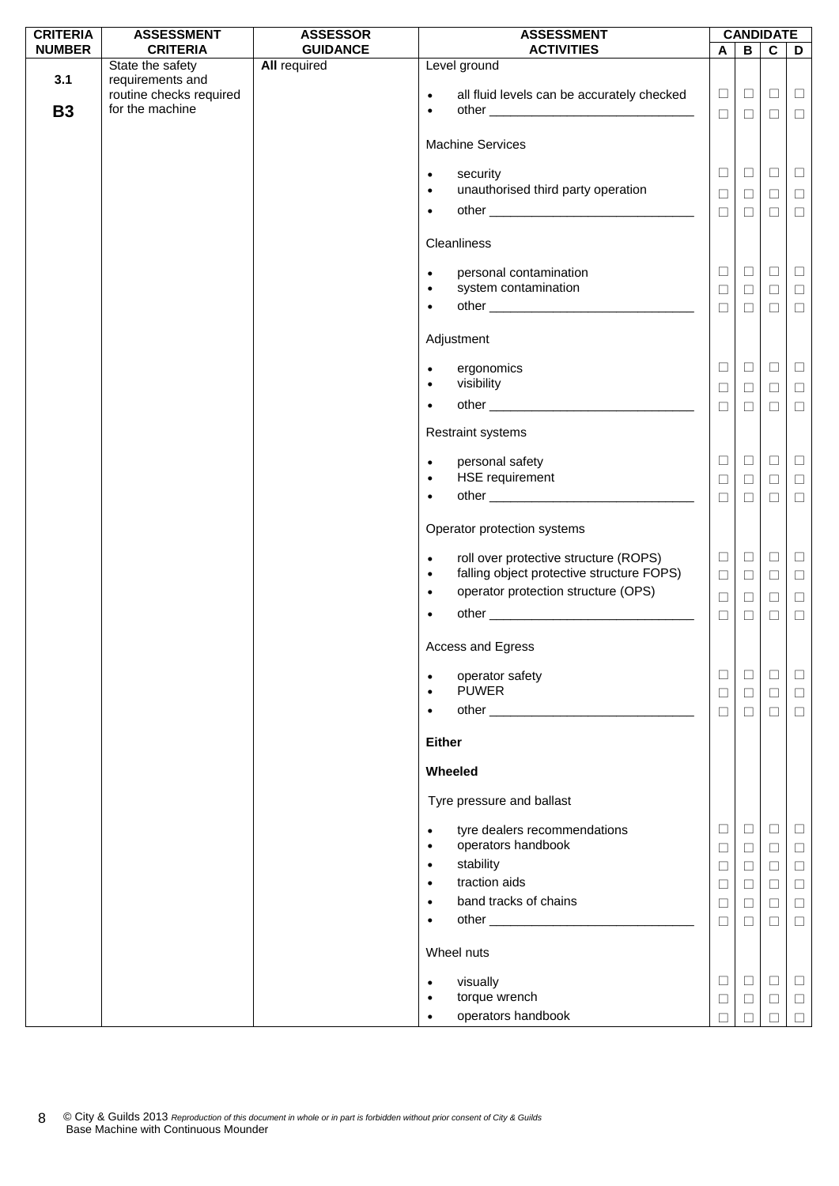| CRITERIA NUMBER | ASSESSMENT CRITERIA | ASSESSOR GUIDANCE | ASSESSMENT ACTIVITIES | CANDIDATE | | | |
|---|---|---|---|---|---|---|---|
| | | | | A | B | C | D |
| 3.1<br><br>**B3** | State the safety requirements and routine checks required for the machine | **All** required | Level ground | | | | |
| | | | • all fluid levels can be accurately checked | ☐ | ☐ | ☐ | ☐ |
| | | | • other ______________________________ | ☐ | ☐ | ☐ | ☐ |
| | | | Machine Services | | | | |
| | | | • security | ☐ | ☐ | ☐ | ☐ |
| | | | • unauthorised third party operation | ☐ | ☐ | ☐ | ☐ |
| | | | • other ______________________________ | ☐ | ☐ | ☐ | ☐ |
| | | | Cleanliness | | | | |
| | | | • personal contamination | ☐ | ☐ | ☐ | ☐ |
| | | | • system contamination | ☐ | ☐ | ☐ | ☐ |
| | | | • other ______________________________ | ☐ | ☐ | ☐ | ☐ |
| | | | Adjustment | | | | |
| | | | • ergonomics | ☐ | ☐ | ☐ | ☐ |
| | | | • visibility | ☐ | ☐ | ☐ | ☐ |
| | | | • other ______________________________ | ☐ | ☐ | ☐ | ☐ |
| | | | Restraint systems | | | | |
| | | | • personal safety | ☐ | ☐ | ☐ | ☐ |
| | | | • HSE requirement | ☐ | ☐ | ☐ | ☐ |
| | | | • other ______________________________ | ☐ | ☐ | ☐ | ☐ |
| | | | Operator protection systems | | | | |
| | | | • roll over protective structure (ROPS) | ☐ | ☐ | ☐ | ☐ |
| | | | • falling object protective structure FOPS) | ☐ | ☐ | ☐ | ☐ |
| | | | • operator protection structure (OPS) | ☐ | ☐ | ☐ | ☐ |
| | | | • other ______________________________ | ☐ | ☐ | ☐ | ☐ |
| | | | Access and Egress | | | | |
| | | | • operator safety | ☐ | ☐ | ☐ | ☐ |
| | | | • PUWER | ☐ | ☐ | ☐ | ☐ |
| | | | • other ______________________________ | ☐ | ☐ | ☐ | ☐ |
| | | | **Either** | | | | |
| | | | **Wheeled** | | | | |
| | | | Tyre pressure and ballast | | | | |
| | | | • tyre dealers recommendations | ☐ | ☐ | ☐ | ☐ |
| | | | • operators handbook | ☐ | ☐ | ☐ | ☐ |
| | | | • stability | ☐ | ☐ | ☐ | ☐ |
| | | | • traction aids | ☐ | ☐ | ☐ | ☐ |
| | | | • band tracks of chains | ☐ | ☐ | ☐ | ☐ |
| | | | • other ______________________________ | ☐ | ☐ | ☐ | ☐ |
| | | | Wheel nuts | | | | |
| | | | • visually | ☐ | ☐ | ☐ | ☐ |
| | | | • torque wrench | ☐ | ☐ | ☐ | ☐ |
| | | | • operators handbook | ☐ | ☐ | ☐ | ☐ |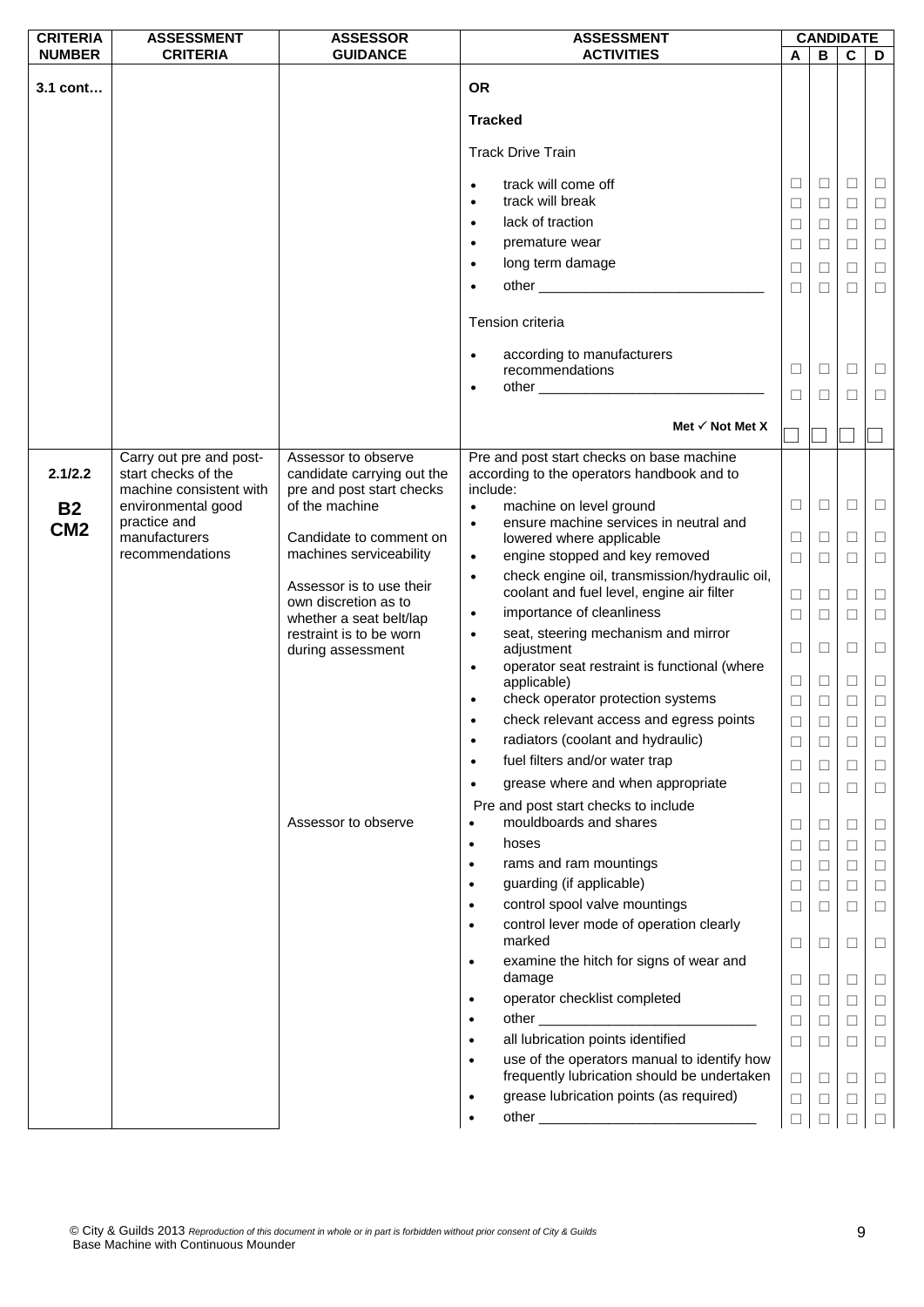| CRITERIA NUMBER | ASSESSMENT CRITERIA | ASSESSOR GUIDANCE | ASSESSMENT ACTIVITIES | CANDIDATE A | B | C | D |
|---|---|---|---|---|---|---|---|
| **3.1 cont…** | | | **OR** | | | | |
| | | | **Tracked** | | | | |
| | | | Track Drive Train | | | | |
| | | | • track will come off | ☐ | ☐ | ☐ | ☐ |
| | | | • track will break | ☐ | ☐ | ☐ | ☐ |
| | | | • lack of traction | ☐ | ☐ | ☐ | ☐ |
| | | | • premature wear | ☐ | ☐ | ☐ | ☐ |
| | | | • long term damage | ☐ | ☐ | ☐ | ☐ |
| | | | • other ____________________________ | ☐ | ☐ | ☐ | ☐ |
| | | | Tension criteria | | | | |
| | | | • according to manufacturers recommendations | ☐ | ☐ | ☐ | ☐ |
| | | | • other ____________________________ | ☐ | ☐ | ☐ | ☐ |
| | | | **Met ✓ Not Met X** | ☐ | ☐ | ☐ | ☐ |
| **2.1/2.2** **B2** **CM2** | Carry out pre and post-start checks of the machine consistent with environmental good practice and manufacturers recommendations | Assessor to observe candidate carrying out the pre and post start checks of the machine | Pre and post start checks on base machine according to the operators handbook and to include: | | | | |
| | | | • machine on level ground | ☐ | ☐ | ☐ | ☐ |
| | | Candidate to comment on machines serviceability | • ensure machine services in neutral and lowered where applicable | ☐ | ☐ | ☐ | ☐ |
| | | | • engine stopped and key removed | ☐ | ☐ | ☐ | ☐ |
| | | Assessor is to use their own discretion as to whether a seat belt/lap restraint is to be worn during assessment | • check engine oil, transmission/hydraulic oil, coolant and fuel level, engine air filter | ☐ | ☐ | ☐ | ☐ |
| | | | • importance of cleanliness | ☐ | ☐ | ☐ | ☐ |
| | | | • seat, steering mechanism and mirror adjustment | ☐ | ☐ | ☐ | ☐ |
| | | | • operator seat restraint is functional (where applicable) | ☐ | ☐ | ☐ | ☐ |
| | | | • check operator protection systems | ☐ | ☐ | ☐ | ☐ |
| | | | • check relevant access and egress points | ☐ | ☐ | ☐ | ☐ |
| | | | • radiators (coolant and hydraulic) | ☐ | ☐ | ☐ | ☐ |
| | | | • fuel filters and/or water trap | ☐ | ☐ | ☐ | ☐ |
| | | | • grease where and when appropriate | ☐ | ☐ | ☐ | ☐ |
| | | | Pre and post start checks to include | | | | |
| | | Assessor to observe | • mouldboards and shares | ☐ | ☐ | ☐ | ☐ |
| | | | • hoses | ☐ | ☐ | ☐ | ☐ |
| | | | • rams and ram mountings | ☐ | ☐ | ☐ | ☐ |
| | | | • guarding (if applicable) | ☐ | ☐ | ☐ | ☐ |
| | | | • control spool valve mountings | ☐ | ☐ | ☐ | ☐ |
| | | | • control lever mode of operation clearly marked | ☐ | ☐ | ☐ | ☐ |
| | | | • examine the hitch for signs of wear and damage | ☐ | ☐ | ☐ | ☐ |
| | | | • operator checklist completed | ☐ | ☐ | ☐ | ☐ |
| | | | • other ____________________________ | ☐ | ☐ | ☐ | ☐ |
| | | | • all lubrication points identified | ☐ | ☐ | ☐ | ☐ |
| | | | • use of the operators manual to identify how frequently lubrication should be undertaken | ☐ | ☐ | ☐ | ☐ |
| | | | • grease lubrication points (as required) | ☐ | ☐ | ☐ | ☐ |
| | | | • other ____________________________ | ☐ | ☐ | ☐ | ☐ |

© City & Guilds 2013 *Reproduction of this document in whole or in part is forbidden without prior consent of City & Guilds*
Base Machine with Continuous Mounder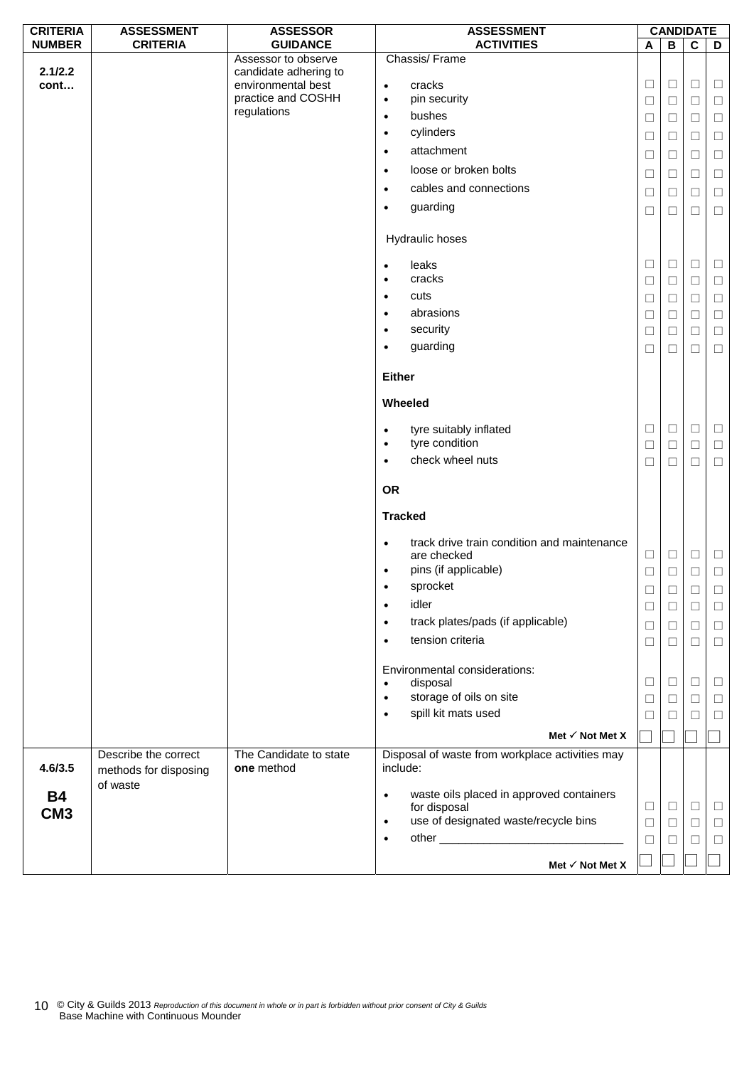| CRITERIA NUMBER | ASSESSMENT CRITERIA | ASSESSOR GUIDANCE | ASSESSMENT ACTIVITIES | CANDIDATE A | CANDIDATE B | CANDIDATE C | CANDIDATE D |
|---|---|---|---|---|---|---|---|
| **2.1/2.2 cont…** | | Assessor to observe candidate adhering to environmental best practice and COSHH regulations | Chassis/ Frame | | | | |
| | | | • cracks | ☐ | ☐ | ☐ | ☐ |
| | | | • pin security | ☐ | ☐ | ☐ | ☐ |
| | | | • bushes | ☐ | ☐ | ☐ | ☐ |
| | | | • cylinders | ☐ | ☐ | ☐ | ☐ |
| | | | • attachment | ☐ | ☐ | ☐ | ☐ |
| | | | • loose or broken bolts | ☐ | ☐ | ☐ | ☐ |
| | | | • cables and connections | ☐ | ☐ | ☐ | ☐ |
| | | | • guarding | ☐ | ☐ | ☐ | ☐ |
| | | | Hydraulic hoses | | | | |
| | | | • leaks | ☐ | ☐ | ☐ | ☐ |
| | | | • cracks | ☐ | ☐ | ☐ | ☐ |
| | | | • cuts | ☐ | ☐ | ☐ | ☐ |
| | | | • abrasions | ☐ | ☐ | ☐ | ☐ |
| | | | • security | ☐ | ☐ | ☐ | ☐ |
| | | | • guarding | ☐ | ☐ | ☐ | ☐ |
| | | | **Either** | | | | |
| | | | **Wheeled** | | | | |
| | | | • tyre suitably inflated | ☐ | ☐ | ☐ | ☐ |
| | | | • tyre condition | ☐ | ☐ | ☐ | ☐ |
| | | | • check wheel nuts | ☐ | ☐ | ☐ | ☐ |
| | | | **OR** | | | | |
| | | | **Tracked** | | | | |
| | | | • track drive train condition and maintenance are checked | ☐ | ☐ | ☐ | ☐ |
| | | | • pins (if applicable) | ☐ | ☐ | ☐ | ☐ |
| | | | • sprocket | ☐ | ☐ | ☐ | ☐ |
| | | | • idler | ☐ | ☐ | ☐ | ☐ |
| | | | • track plates/pads (if applicable) | ☐ | ☐ | ☐ | ☐ |
| | | | • tension criteria | ☐ | ☐ | ☐ | ☐ |
| | | | Environmental considerations: | | | | |
| | | | • disposal | ☐ | ☐ | ☐ | ☐ |
| | | | • storage of oils on site | ☐ | ☐ | ☐ | ☐ |
| | | | • spill kit mats used | ☐ | ☐ | ☐ | ☐ |
| | | | **Met ✓ Not Met X** | ☐ | ☐ | ☐ | ☐ |
| **4.6/3.5** **B4** **CM3** | Describe the correct methods for disposing of waste | The Candidate to state **one** method | Disposal of waste from workplace activities may include: | | | | |
| | | | • waste oils placed in approved containers for disposal | ☐ | ☐ | ☐ | ☐ |
| | | | • use of designated waste/recycle bins | ☐ | ☐ | ☐ | ☐ |
| | | | • other ____________________________ | ☐ | ☐ | ☐ | ☐ |
| | | | **Met ✓ Not Met X** | ☐ | ☐ | ☐ | ☐ |

© City & Guilds 2013 *Reproduction of this document in whole or in part is forbidden without prior consent of City & Guilds*
Base Machine with Continuous Mounder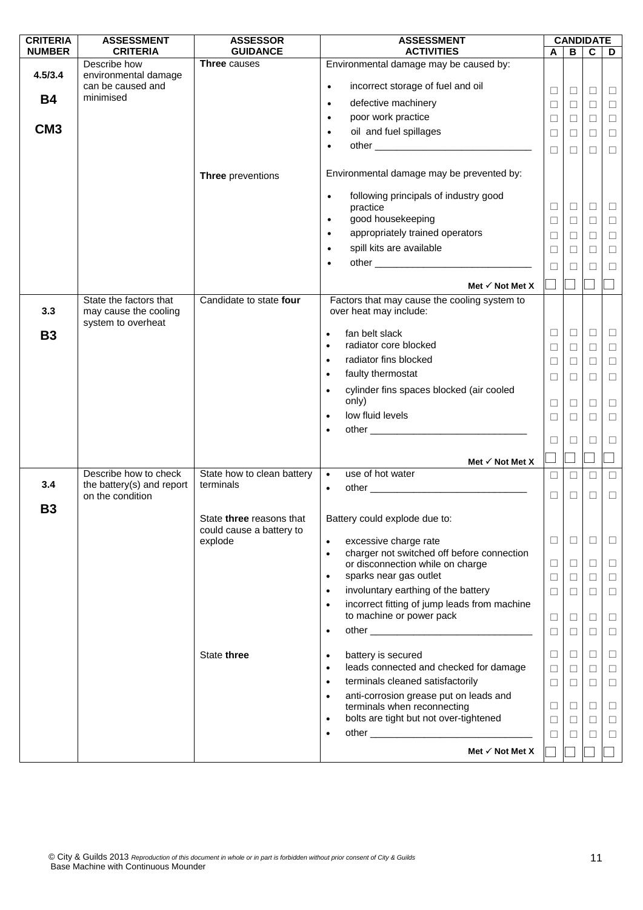| CRITERIA NUMBER | ASSESSMENT CRITERIA | ASSESSOR GUIDANCE | ASSESSMENT ACTIVITIES | CANDIDATE A | B | C | D |
|---|---|---|---|---|---|---|---|
| **4.5/3.4** **B4** **CM3** | Describe how environmental damage can be caused and minimised | **Three** causes | Environmental damage may be caused by: | | | | |
| | | | • incorrect storage of fuel and oil | ☐ | ☐ | ☐ | ☐ |
| | | | • defective machinery | ☐ | ☐ | ☐ | ☐ |
| | | | • poor work practice | ☐ | ☐ | ☐ | ☐ |
| | | | • oil and fuel spillages | ☐ | ☐ | ☐ | ☐ |
| | | | • other ______________________________ | ☐ | ☐ | ☐ | ☐ |
| | | **Three** preventions | Environmental damage may be prevented by: | | | | |
| | | | • following principals of industry good practice | ☐ | ☐ | ☐ | ☐ |
| | | | • good housekeeping | ☐ | ☐ | ☐ | ☐ |
| | | | • appropriately trained operators | ☐ | ☐ | ☐ | ☐ |
| | | | • spill kits are available | ☐ | ☐ | ☐ | ☐ |
| | | | • other ______________________________ | ☐ | ☐ | ☐ | ☐ |
| | | | **Met ✓ Not Met X** | ☐ | ☐ | ☐ | ☐ |
| **3.3** **B3** | State the factors that may cause the cooling system to overheat | Candidate to state **four** | Factors that may cause the cooling system to over heat may include: | | | | |
| | | | • fan belt slack | ☐ | ☐ | ☐ | ☐ |
| | | | • radiator core blocked | ☐ | ☐ | ☐ | ☐ |
| | | | • radiator fins blocked | ☐ | ☐ | ☐ | ☐ |
| | | | • faulty thermostat | ☐ | ☐ | ☐ | ☐ |
| | | | • cylinder fins spaces blocked (air cooled only) | ☐ | ☐ | ☐ | ☐ |
| | | | • low fluid levels | ☐ | ☐ | ☐ | ☐ |
| | | | • other ______________________________ | ☐ | ☐ | ☐ | ☐ |
| | | | **Met ✓ Not Met X** | ☐ | ☐ | ☐ | ☐ |
| **3.4** **B3** | Describe how to check the battery(s) and report on the condition | State how to clean battery terminals | • use of hot water | ☐ | ☐ | ☐ | ☐ |
| | | | • other ______________________________ | ☐ | ☐ | ☐ | ☐ |
| | | State **three** reasons that could cause a battery to explode | Battery could explode due to: | | | | |
| | | | • excessive charge rate | ☐ | ☐ | ☐ | ☐ |
| | | | • charger not switched off before connection or disconnection while on charge | ☐ | ☐ | ☐ | ☐ |
| | | | • sparks near gas outlet | ☐ | ☐ | ☐ | ☐ |
| | | | • involuntary earthing of the battery | ☐ | ☐ | ☐ | ☐ |
| | | | • incorrect fitting of jump leads from machine to machine or power pack | ☐ | ☐ | ☐ | ☐ |
| | | | • other ______________________________ | ☐ | ☐ | ☐ | ☐ |
| | | State **three** | • battery is secured | ☐ | ☐ | ☐ | ☐ |
| | | | • leads connected and checked for damage | ☐ | ☐ | ☐ | ☐ |
| | | | • terminals cleaned satisfactorily | ☐ | ☐ | ☐ | ☐ |
| | | | • anti-corrosion grease put on leads and terminals when reconnecting | ☐ | ☐ | ☐ | ☐ |
| | | | • bolts are tight but not over-tightened | ☐ | ☐ | ☐ | ☐ |
| | | | • other ______________________________ | ☐ | ☐ | ☐ | ☐ |
| | | | **Met ✓ Not Met X** | ☐ | ☐ | ☐ | ☐ |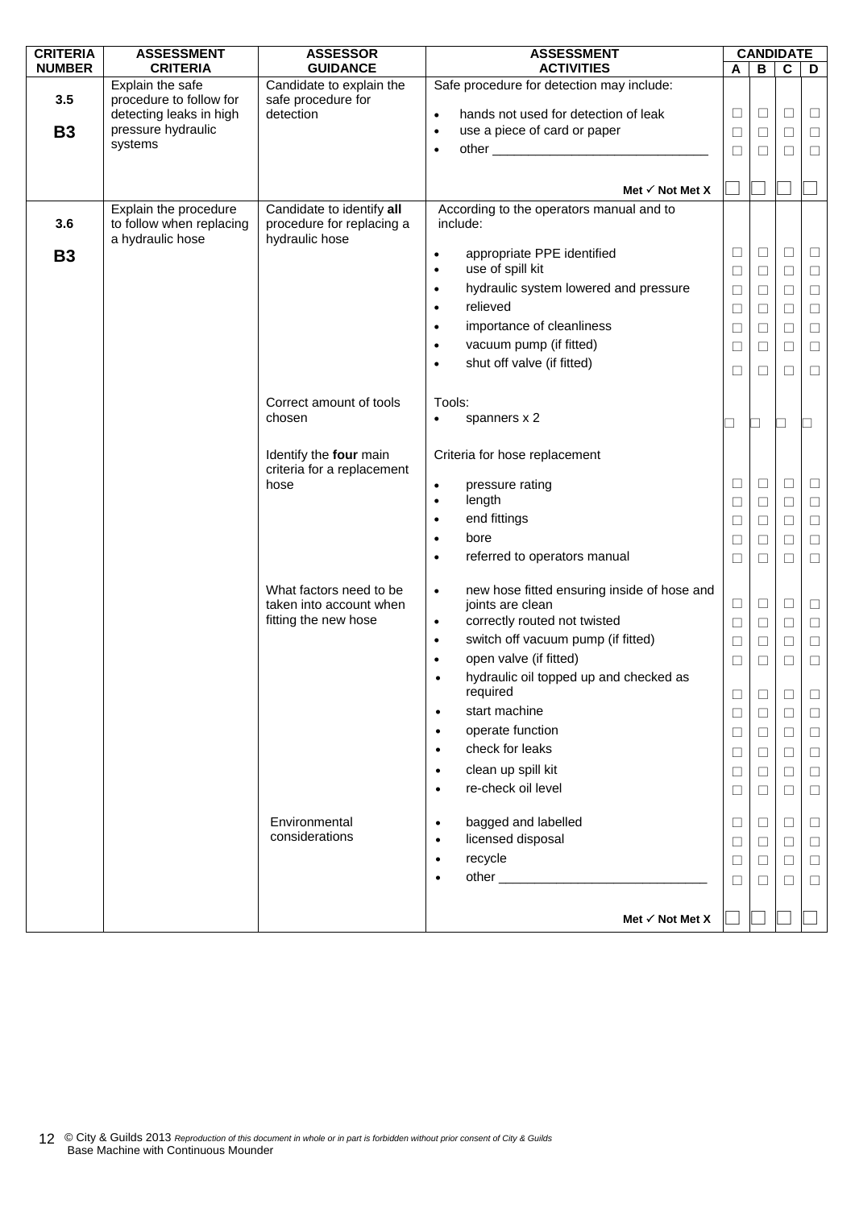| CRITERIA NUMBER | ASSESSMENT CRITERIA | ASSESSOR GUIDANCE | ASSESSMENT ACTIVITIES | CANDIDATE A | CANDIDATE B | CANDIDATE C | CANDIDATE D |
|---|---|---|---|---|---|---|---|
| 3.5<br><br>**B3** | Explain the safe procedure to follow for detecting leaks in high pressure hydraulic systems | Candidate to explain the safe procedure for detection | Safe procedure for detection may include: | | | | |
| | | | • hands not used for detection of leak | ☐ | ☐ | ☐ | ☐ |
| | | | • use a piece of card or paper | ☐ | ☐ | ☐ | ☐ |
| | | | • other ______________________________ | ☐ | ☐ | ☐ | ☐ |
| | | | **Met ✓ Not Met X** | ☐ | ☐ | ☐ | ☐ |
| 3.6<br><br>**B3** | Explain the procedure to follow when replacing a hydraulic hose | Candidate to identify **all** procedure for replacing a hydraulic hose | According to the operators manual and to include: | | | | |
| | | | • appropriate PPE identified | ☐ | ☐ | ☐ | ☐ |
| | | | • use of spill kit | ☐ | ☐ | ☐ | ☐ |
| | | | • hydraulic system lowered and pressure | ☐ | ☐ | ☐ | ☐ |
| | | | • relieved | ☐ | ☐ | ☐ | ☐ |
| | | | • importance of cleanliness | ☐ | ☐ | ☐ | ☐ |
| | | | • vacuum pump (if fitted) | ☐ | ☐ | ☐ | ☐ |
| | | | • shut off valve (if fitted) | ☐ | ☐ | ☐ | ☐ |
| | | Correct amount of tools chosen | Tools:<br>• spanners x 2 | ☐ | ☐ | ☐ | ☐ |
| | | Identify the **four** main criteria for a replacement hose | Criteria for hose replacement | | | | |
| | | | • pressure rating | ☐ | ☐ | ☐ | ☐ |
| | | | • length | ☐ | ☐ | ☐ | ☐ |
| | | | • end fittings | ☐ | ☐ | ☐ | ☐ |
| | | | • bore | ☐ | ☐ | ☐ | ☐ |
| | | | • referred to operators manual | ☐ | ☐ | ☐ | ☐ |
| | | What factors need to be taken into account when fitting the new hose | • new hose fitted ensuring inside of hose and joints are clean | ☐ | ☐ | ☐ | ☐ |
| | | | • correctly routed not twisted | ☐ | ☐ | ☐ | ☐ |
| | | | • switch off vacuum pump (if fitted) | ☐ | ☐ | ☐ | ☐ |
| | | | • open valve (if fitted) | ☐ | ☐ | ☐ | ☐ |
| | | | • hydraulic oil topped up and checked as required | ☐ | ☐ | ☐ | ☐ |
| | | | • start machine | ☐ | ☐ | ☐ | ☐ |
| | | | • operate function | ☐ | ☐ | ☐ | ☐ |
| | | | • check for leaks | ☐ | ☐ | ☐ | ☐ |
| | | | • clean up spill kit | ☐ | ☐ | ☐ | ☐ |
| | | | • re-check oil level | ☐ | ☐ | ☐ | ☐ |
| | | Environmental considerations | • bagged and labelled | ☐ | ☐ | ☐ | ☐ |
| | | | • licensed disposal | ☐ | ☐ | ☐ | ☐ |
| | | | • recycle | ☐ | ☐ | ☐ | ☐ |
| | | | • other ______________________________ | ☐ | ☐ | ☐ | ☐ |
| | | | **Met ✓ Not Met X** | ☐ | ☐ | ☐ | ☐ |

© City & Guilds 2013 *Reproduction of this document in whole or in part is forbidden without prior consent of City & Guilds*
Base Machine with Continuous Mounder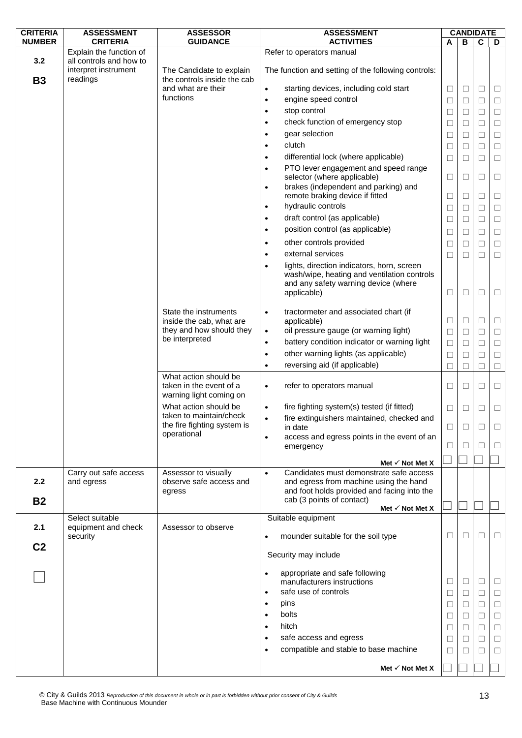| CRITERIA NUMBER | ASSESSMENT CRITERIA | ASSESSOR GUIDANCE | ASSESSMENT ACTIVITIES | CANDIDATE A | B | C | D |
|---|---|---|---|---|---|---|---|
| 3.2<br><br>**B3** | Explain the function of all controls and how to interpret instrument readings | | Refer to operators manual | | | | |
| | | The Candidate to explain the controls inside the cab and what are their functions | The function and setting of the following controls: | | | | |
| | | | • starting devices, including cold start | ☐ | ☐ | ☐ | ☐ |
| | | | • engine speed control | ☐ | ☐ | ☐ | ☐ |
| | | | • stop control | ☐ | ☐ | ☐ | ☐ |
| | | | • check function of emergency stop | ☐ | ☐ | ☐ | ☐ |
| | | | • gear selection | ☐ | ☐ | ☐ | ☐ |
| | | | • clutch | ☐ | ☐ | ☐ | ☐ |
| | | | • differential lock (where applicable) | ☐ | ☐ | ☐ | ☐ |
| | | | • PTO lever engagement and speed range selector (where applicable) | ☐ | ☐ | ☐ | ☐ |
| | | | • brakes (independent and parking) and remote braking device if fitted | ☐ | ☐ | ☐ | ☐ |
| | | | • hydraulic controls | ☐ | ☐ | ☐ | ☐ |
| | | | • draft control (as applicable) | ☐ | ☐ | ☐ | ☐ |
| | | | • position control (as applicable) | ☐ | ☐ | ☐ | ☐ |
| | | | • other controls provided | ☐ | ☐ | ☐ | ☐ |
| | | | • external services | ☐ | ☐ | ☐ | ☐ |
| | | | • lights, direction indicators, horn, screen wash/wipe, heating and ventilation controls and any safety warning device (where applicable) | ☐ | ☐ | ☐ | ☐ |
| | | State the instruments inside the cab, what are they and how should they be interpreted | • tractormeter and associated chart (if applicable) | ☐ | ☐ | ☐ | ☐ |
| | | | • oil pressure gauge (or warning light) | ☐ | ☐ | ☐ | ☐ |
| | | | • battery condition indicator or warning light | ☐ | ☐ | ☐ | ☐ |
| | | | • other warning lights (as applicable) | ☐ | ☐ | ☐ | ☐ |
| | | | • reversing aid (if applicable) | ☐ | ☐ | ☐ | ☐ |
| | | What action should be taken in the event of a warning light coming on | • refer to operators manual | ☐ | ☐ | ☐ | ☐ |
| | | What action should be taken to maintain/check the fire fighting system is operational | • fire fighting system(s) tested (if fitted) | ☐ | ☐ | ☐ | ☐ |
| | | | • fire extinguishers maintained, checked and in date | ☐ | ☐ | ☐ | ☐ |
| | | | • access and egress points in the event of an emergency | ☐ | ☐ | ☐ | ☐ |
| | | | Met ✓ Not Met X | ☐ | ☐ | ☐ | ☐ |
| 2.2<br><br>**B2** | Carry out safe access and egress | Assessor to visually observe safe access and egress | • Candidates must demonstrate safe access and egress from machine using the hand and foot holds provided and facing into the cab (3 points of contact)<br>Met ✓ Not Met X | ☐ | ☐ | ☐ | ☐ |
| 2.1<br><br>**C2**<br><br>☐ | Select suitable equipment and check security | Assessor to observe | Suitable equipment | | | | |
| | | | • mounder suitable for the soil type | ☐ | ☐ | ☐ | ☐ |
| | | | Security may include | | | | |
| | | | • appropriate and safe following manufacturers instructions | ☐ | ☐ | ☐ | ☐ |
| | | | • safe use of controls | ☐ | ☐ | ☐ | ☐ |
| | | | • pins | ☐ | ☐ | ☐ | ☐ |
| | | | • bolts | ☐ | ☐ | ☐ | ☐ |
| | | | • hitch | ☐ | ☐ | ☐ | ☐ |
| | | | • safe access and egress | ☐ | ☐ | ☐ | ☐ |
| | | | • compatible and stable to base machine | ☐ | ☐ | ☐ | ☐ |
| | | | Met ✓ Not Met X | ☐ | ☐ | ☐ | ☐ |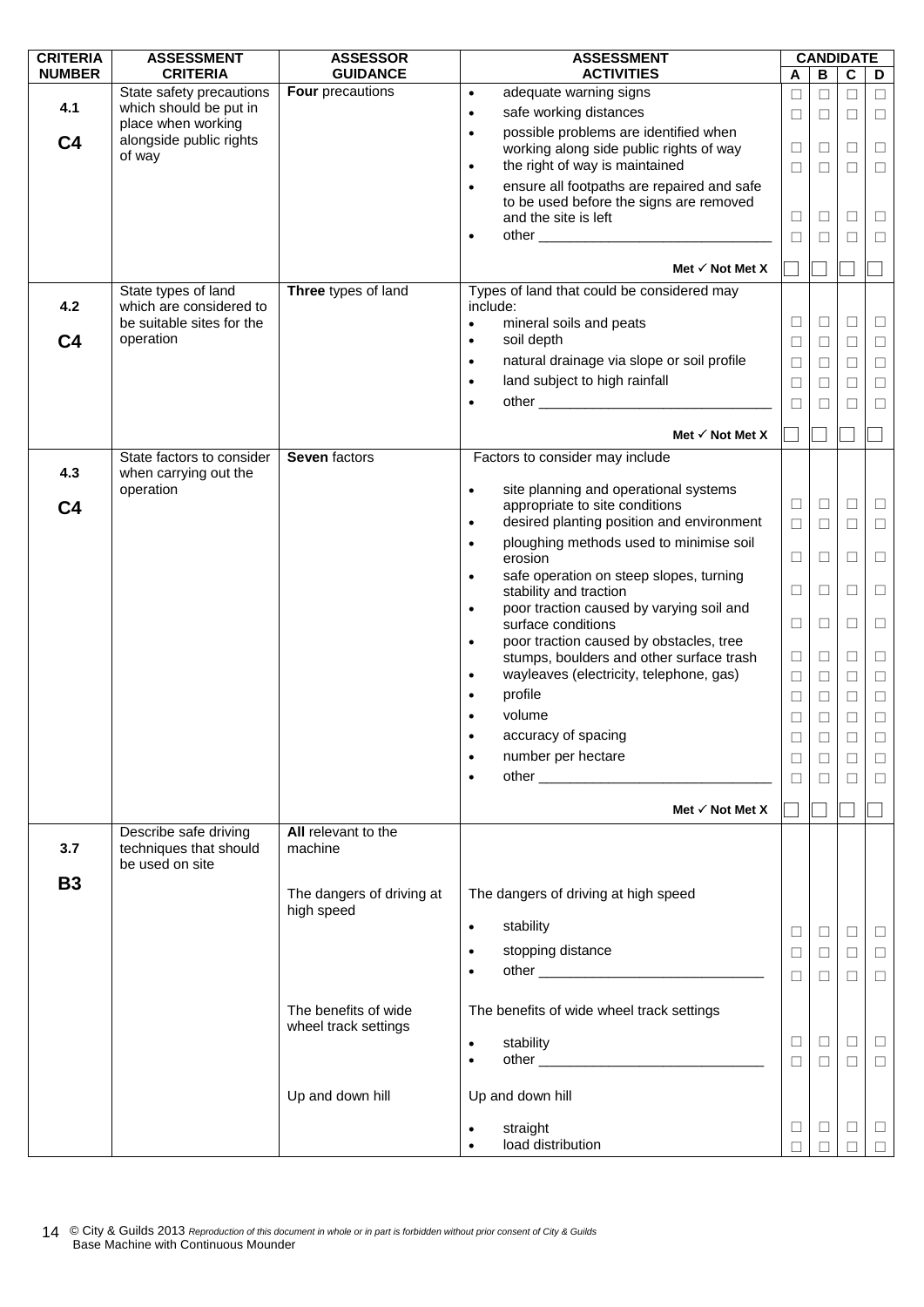| CRITERIA NUMBER | ASSESSMENT CRITERIA | ASSESSOR GUIDANCE | ASSESSMENT ACTIVITIES | CANDIDATE A | B | C | D |
|---|---|---|---|---|---|---|---|
| 4.1<br><br>C4 | State safety precautions which should be put in place when working alongside public rights of way | **Four** precautions | • adequate warning signs | ☐ | ☐ | ☐ | ☐ |
| | | | • safe working distances | ☐ | ☐ | ☐ | ☐ |
| | | | • possible problems are identified when working along side public rights of way | ☐ | ☐ | ☐ | ☐ |
| | | | • the right of way is maintained | ☐ | ☐ | ☐ | ☐ |
| | | | • ensure all footpaths are repaired and safe to be used before the signs are removed and the site is left | ☐ | ☐ | ☐ | ☐ |
| | | | • other ______________________________ | ☐ | ☐ | ☐ | ☐ |
| | | | **Met ✓ Not Met X** | ☐ | ☐ | ☐ | ☐ |
| 4.2<br><br>C4 | State types of land which are considered to be suitable sites for the operation | **Three** types of land | Types of land that could be considered may include: | | | | |
| | | | • mineral soils and peats | ☐ | ☐ | ☐ | ☐ |
| | | | • soil depth | ☐ | ☐ | ☐ | ☐ |
| | | | • natural drainage via slope or soil profile | ☐ | ☐ | ☐ | ☐ |
| | | | • land subject to high rainfall | ☐ | ☐ | ☐ | ☐ |
| | | | • other ______________________________ | ☐ | ☐ | ☐ | ☐ |
| | | | **Met ✓ Not Met X** | ☐ | ☐ | ☐ | ☐ |
| 4.3<br><br>C4 | State factors to consider when carrying out the operation | **Seven** factors | Factors to consider may include | | | | |
| | | | • site planning and operational systems appropriate to site conditions | ☐ | ☐ | ☐ | ☐ |
| | | | • desired planting position and environment | ☐ | ☐ | ☐ | ☐ |
| | | | • ploughing methods used to minimise soil erosion | ☐ | ☐ | ☐ | ☐ |
| | | | • safe operation on steep slopes, turning stability and traction | ☐ | ☐ | ☐ | ☐ |
| | | | • poor traction caused by varying soil and surface conditions | ☐ | ☐ | ☐ | ☐ |
| | | | • poor traction caused by obstacles, tree stumps, boulders and other surface trash | ☐ | ☐ | ☐ | ☐ |
| | | | • wayleaves (electricity, telephone, gas) | ☐ | ☐ | ☐ | ☐ |
| | | | • profile | ☐ | ☐ | ☐ | ☐ |
| | | | • volume | ☐ | ☐ | ☐ | ☐ |
| | | | • accuracy of spacing | ☐ | ☐ | ☐ | ☐ |
| | | | • number per hectare | ☐ | ☐ | ☐ | ☐ |
| | | | • other ______________________________ | ☐ | ☐ | ☐ | ☐ |
| | | | **Met ✓ Not Met X** | ☐ | ☐ | ☐ | ☐ |
| 3.7<br><br>B3 | Describe safe driving techniques that should be used on site | **All** relevant to the machine | | | | | |
| | | The dangers of driving at high speed | The dangers of driving at high speed | | | | |
| | | | • stability | ☐ | ☐ | ☐ | ☐ |
| | | | • stopping distance | ☐ | ☐ | ☐ | ☐ |
| | | | • other ______________________________ | ☐ | ☐ | ☐ | ☐ |
| | | The benefits of wide wheel track settings | The benefits of wide wheel track settings | | | | |
| | | | • stability | ☐ | ☐ | ☐ | ☐ |
| | | | • other ______________________________ | ☐ | ☐ | ☐ | ☐ |
| | | Up and down hill | Up and down hill | | | | |
| | | | • straight | ☐ | ☐ | ☐ | ☐ |
| | | | • load distribution | ☐ | ☐ | ☐ | ☐ |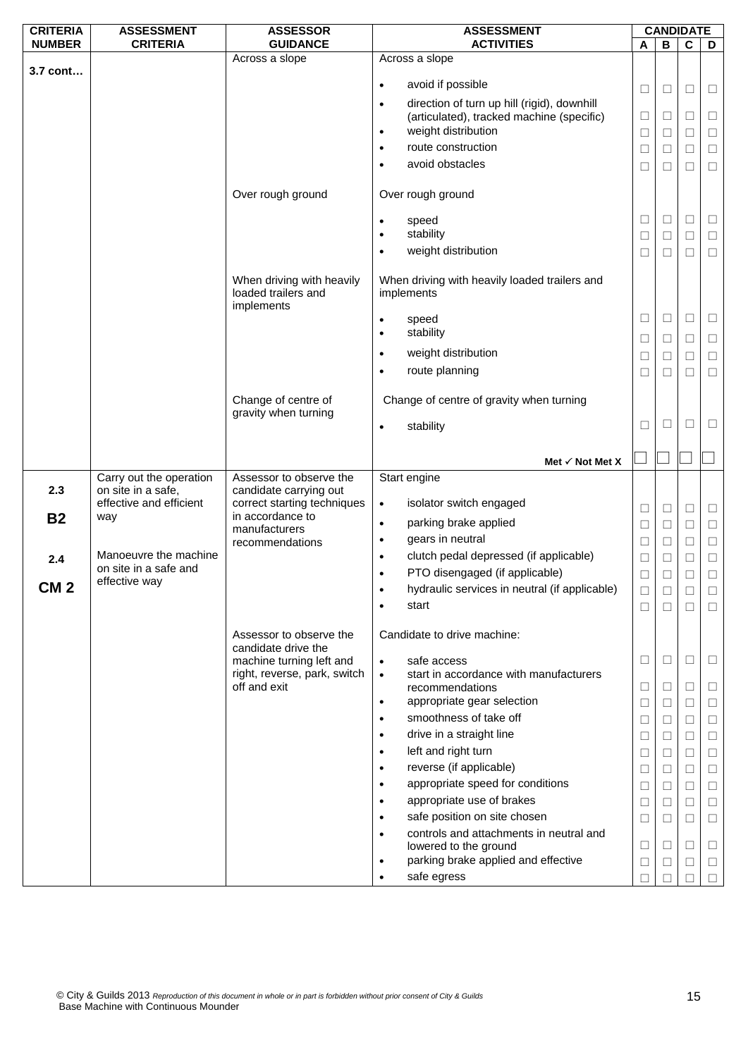| CRITERIA NUMBER | ASSESSMENT CRITERIA | ASSESSOR GUIDANCE | ASSESSMENT ACTIVITIES | CANDIDATE | | | |
|---|---|---|---|---|---|---|---|
| | | | | A | B | C | D |
| 3.7 cont… | | Across a slope | Across a slope | | | | |
| | | | • avoid if possible | ☐ | ☐ | ☐ | ☐ |
| | | | • direction of turn up hill (rigid), downhill (articulated), tracked machine (specific) | ☐ | ☐ | ☐ | ☐ |
| | | | • weight distribution | ☐ | ☐ | ☐ | ☐ |
| | | | • route construction | ☐ | ☐ | ☐ | ☐ |
| | | | • avoid obstacles | ☐ | ☐ | ☐ | ☐ |
| | | Over rough ground | Over rough ground | | | | |
| | | | • speed | ☐ | ☐ | ☐ | ☐ |
| | | | • stability | ☐ | ☐ | ☐ | ☐ |
| | | | • weight distribution | ☐ | ☐ | ☐ | ☐ |
| | | When driving with heavily loaded trailers and implements | When driving with heavily loaded trailers and implements | | | | |
| | | | • speed | ☐ | ☐ | ☐ | ☐ |
| | | | • stability | ☐ | ☐ | ☐ | ☐ |
| | | | • weight distribution | ☐ | ☐ | ☐ | ☐ |
| | | | • route planning | ☐ | ☐ | ☐ | ☐ |
| | | Change of centre of gravity when turning | Change of centre of gravity when turning | | | | |
| | | | • stability | ☐ | ☐ | ☐ | ☐ |
| | | | **Met ✓ Not Met X** | ☐ | ☐ | ☐ | ☐ |
| 2.3<br><br>**B2**<br><br>2.4<br><br>**CM 2** | Carry out the operation on site in a safe, effective and efficient way<br><br>Manoeuvre the machine on site in a safe and effective way | Assessor to observe the candidate carrying out correct starting techniques in accordance to manufacturers recommendations | Start engine | | | | |
| | | | • isolator switch engaged | ☐ | ☐ | ☐ | ☐ |
| | | | • parking brake applied | ☐ | ☐ | ☐ | ☐ |
| | | | • gears in neutral | ☐ | ☐ | ☐ | ☐ |
| | | | • clutch pedal depressed (if applicable) | ☐ | ☐ | ☐ | ☐ |
| | | | • PTO disengaged (if applicable) | ☐ | ☐ | ☐ | ☐ |
| | | | • hydraulic services in neutral (if applicable) | ☐ | ☐ | ☐ | ☐ |
| | | | • start | ☐ | ☐ | ☐ | ☐ |
| | | Assessor to observe the candidate drive the machine turning left and right, reverse, park, switch off and exit | Candidate to drive machine: | | | | |
| | | | • safe access | ☐ | ☐ | ☐ | ☐ |
| | | | • start in accordance with manufacturers recommendations | ☐ | ☐ | ☐ | ☐ |
| | | | • appropriate gear selection | ☐ | ☐ | ☐ | ☐ |
| | | | • smoothness of take off | ☐ | ☐ | ☐ | ☐ |
| | | | • drive in a straight line | ☐ | ☐ | ☐ | ☐ |
| | | | • left and right turn | ☐ | ☐ | ☐ | ☐ |
| | | | • reverse (if applicable) | ☐ | ☐ | ☐ | ☐ |
| | | | • appropriate speed for conditions | ☐ | ☐ | ☐ | ☐ |
| | | | • appropriate use of brakes | ☐ | ☐ | ☐ | ☐ |
| | | | • safe position on site chosen | ☐ | ☐ | ☐ | ☐ |
| | | | • controls and attachments in neutral and lowered to the ground | ☐ | ☐ | ☐ | ☐ |
| | | | • parking brake applied and effective | ☐ | ☐ | ☐ | ☐ |
| | | | • safe egress | ☐ | ☐ | ☐ | ☐ |

© City & Guilds 2013 *Reproduction of this document in whole or in part is forbidden without prior consent of City & Guilds*
Base Machine with Continuous Mounder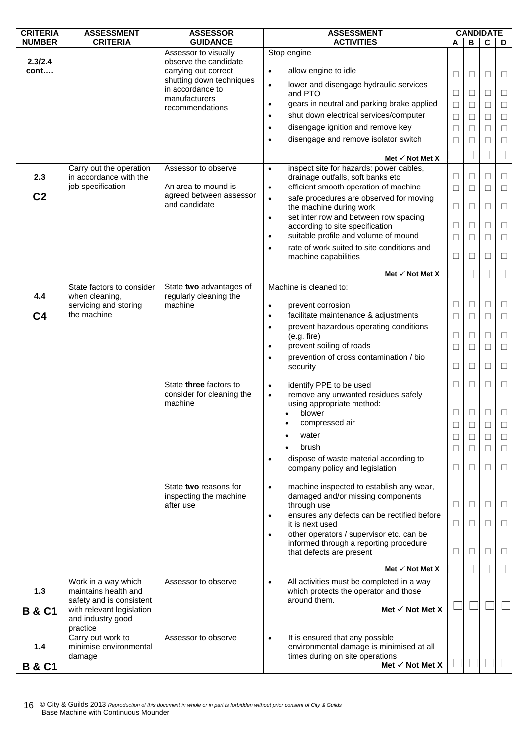| CRITERIA NUMBER | ASSESSMENT CRITERIA | ASSESSOR GUIDANCE | ASSESSMENT ACTIVITIES | CANDIDATE A | B | C | D |
|---|---|---|---|---|---|---|---|
| 2.3/2.4 cont…. | | Assessor to visually observe the candidate carrying out correct shutting down techniques in accordance to manufacturers recommendations | Stop engine<br>• allow engine to idle<br>• lower and disengage hydraulic services and PTO<br>• gears in neutral and parking brake applied<br>• shut down electrical services/computer<br>• disengage ignition and remove key<br>• disengage and remove isolator switch | ☐ ☐ ☐ ☐ ☐ ☐ | ☐ ☐ ☐ ☐ ☐ ☐ | ☐ ☐ ☐ ☐ ☐ ☐ | ☐ ☐ ☐ ☐ ☐ ☐ |
| | | | Met ✓ Not Met X | ☐ | ☐ | ☐ | ☐ |
| 2.3<br>C2 | Carry out the operation in accordance with the job specification | Assessor to observe<br>An area to mound is agreed between assessor and candidate | • inspect site for hazards: power cables, drainage outfalls, soft banks etc<br>• efficient smooth operation of machine<br>• safe procedures are observed for moving the machine during work<br>• set inter row and between row spacing according to site specification<br>• suitable profile and volume of mound<br>• rate of work suited to site conditions and machine capabilities | ☐ ☐ ☐ ☐ ☐ ☐ | ☐ ☐ ☐ ☐ ☐ ☐ | ☐ ☐ ☐ ☐ ☐ ☐ | ☐ ☐ ☐ ☐ ☐ ☐ |
| | | | Met ✓ Not Met X | ☐ | ☐ | ☐ | ☐ |
| 4.4<br>C4 | State factors to consider when cleaning, servicing and storing the machine | State **two** advantages of regularly cleaning the machine | Machine is cleaned to:<br>• prevent corrosion<br>• facilitate maintenance & adjustments<br>• prevent hazardous operating conditions (e.g. fire)<br>• prevent soiling of roads<br>• prevention of cross contamination / bio security | ☐ ☐ ☐ ☐ ☐ | ☐ ☐ ☐ ☐ ☐ | ☐ ☐ ☐ ☐ ☐ | ☐ ☐ ☐ ☐ ☐ |
| | | State **three** factors to consider for cleaning the machine | • identify PPE to be used<br>• remove any unwanted residues safely using appropriate method:<br>  • blower<br>  • compressed air<br>  • water<br>  • brush<br>• dispose of waste material according to company policy and legislation | ☐ ☐ ☐ ☐ ☐ ☐ | ☐ ☐ ☐ ☐ ☐ ☐ | ☐ ☐ ☐ ☐ ☐ ☐ | ☐ ☐ ☐ ☐ ☐ ☐ |
| | | State **two** reasons for inspecting the machine after use | • machine inspected to establish any wear, damaged and/or missing components through use<br>• ensures any defects can be rectified before it is next used<br>• other operators / supervisor etc. can be informed through a reporting procedure that defects are present | ☐ ☐ ☐ | ☐ ☐ ☐ | ☐ ☐ ☐ | ☐ ☐ ☐ |
| | | | Met ✓ Not Met X | ☐ | ☐ | ☐ | ☐ |
| 1.3<br>B & C1 | Work in a way which maintains health and safety and is consistent with relevant legislation and industry good practice | Assessor to observe | • All activities must be completed in a way which protects the operator and those around them.<br>Met ✓ Not Met X | ☐ | ☐ | ☐ | ☐ |
| 1.4<br>B & C1 | Carry out work to minimise environmental damage | Assessor to observe | • It is ensured that any possible environmental damage is minimised at all times during on site operations<br>Met ✓ Not Met X | ☐ | ☐ | ☐ | ☐ |

© City & Guilds 2013 *Reproduction of this document in whole or in part is forbidden without prior consent of City & Guilds*
Base Machine with Continuous Mounder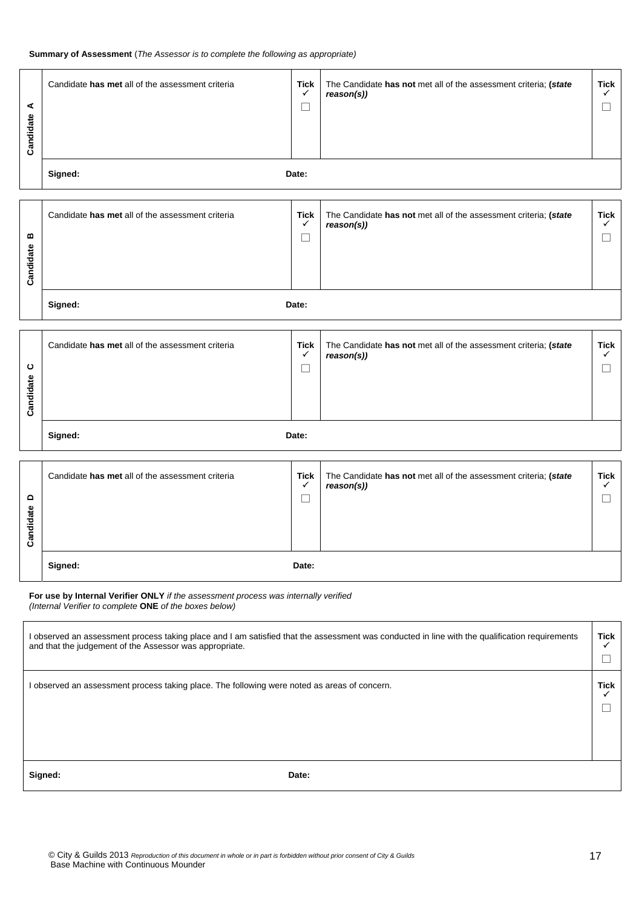**Summary of Assessment** (*The Assessor is to complete the following as appropriate*)

| | | | | |
|---|---|---|---|---|
| **Candidate A** | Candidate **has met** all of the assessment criteria | **Tick** ✓ ☐ | The Candidate **has not** met all of the assessment criteria; **(*state reason(s)*)** | **Tick** ✓ ☐ |
| | **Signed:** | **Date:** | | |

| | | | | |
|---|---|---|---|---|
| **Candidate B** | Candidate **has met** all of the assessment criteria | **Tick** ✓ ☐ | The Candidate **has not** met all of the assessment criteria; **(*state reason(s)*)** | **Tick** ✓ ☐ |
| | **Signed:** | **Date:** | | |

| | | | | |
|---|---|---|---|---|
| **Candidate C** | Candidate **has met** all of the assessment criteria | **Tick** ✓ ☐ | The Candidate **has not** met all of the assessment criteria; **(*state reason(s)*)** | **Tick** ✓ ☐ |
| | **Signed:** | **Date:** | | |

| | | | | |
|---|---|---|---|---|
| **Candidate D** | Candidate **has met** all of the assessment criteria | **Tick** ✓ ☐ | The Candidate **has not** met all of the assessment criteria; **(*state reason(s)*)** | **Tick** ✓ ☐ |
| | **Signed:** | **Date:** | | |

**For use by Internal Verifier ONLY** *if the assessment process was internally verified*
*(Internal Verifier to complete* **ONE** *of the boxes below)*

| | |
|---|---|
| I observed an assessment process taking place and I am satisfied that the assessment was conducted in line with the qualification requirements and that the judgement of the Assessor was appropriate. | **Tick** ✓ ☐ |
| I observed an assessment process taking place. The following were noted as areas of concern. | **Tick** ✓ ☐ |
| **Signed:** **Date:** | |

© City & Guilds 2013 *Reproduction of this document in whole or in part is forbidden without prior consent of City & Guilds*
Base Machine with Continuous Mounder